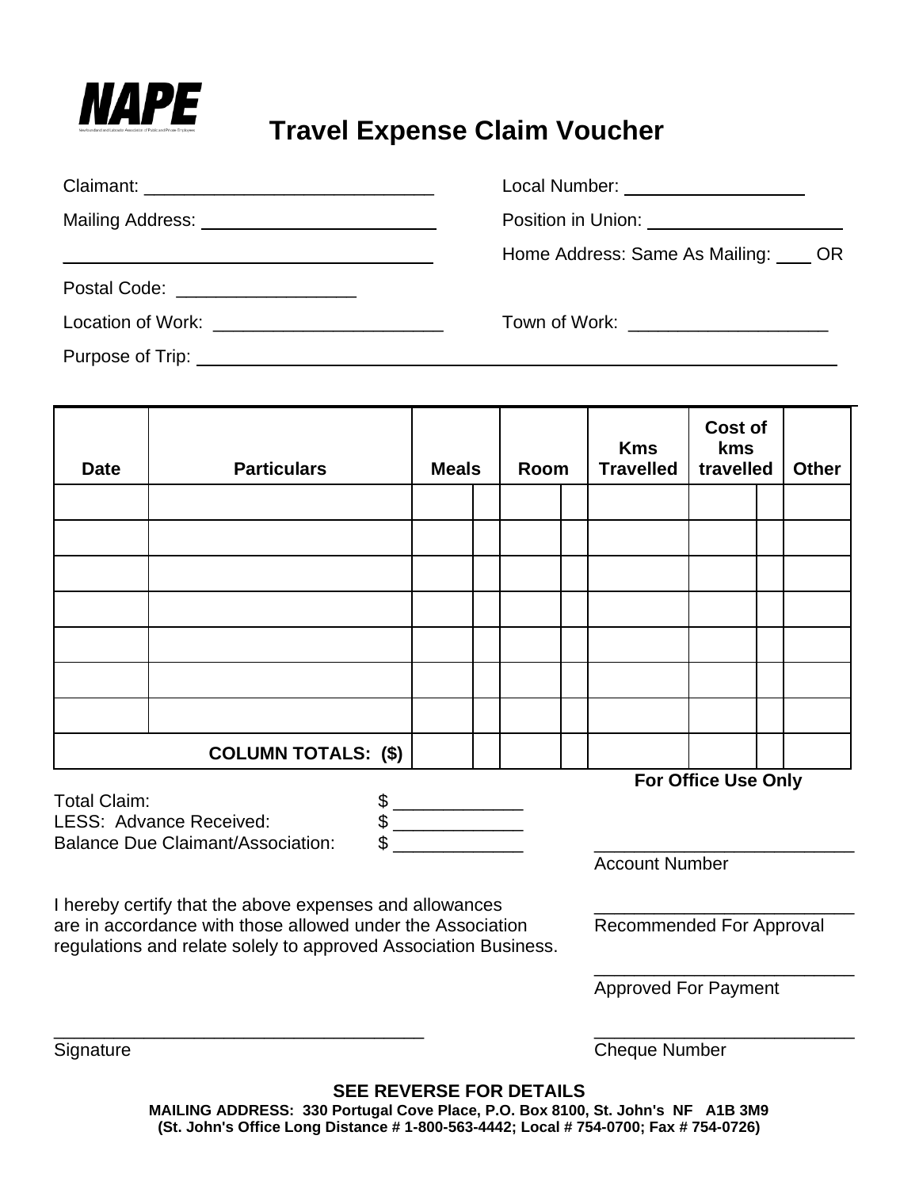# NAPE

# Travel Expense Claim Voucher

Claimant: ______________________________

Local Number: ___________________

Mailing Address: ________________________

________________________________________

Position in Union: ____________________

Home Address: Same As Mailing: ____ OR

Postal Code: __________________

Location of Work: ________________________

Town of Work: ____________________

Purpose of Trip: ______________________________________________________________________

| Date | Particulars | Meals | | Room | | Kms Travelled | Cost of kms travelled | | Other |
|---|---|---|---|---|---|---|---|---|---|
| | | | | | | | | | |
| | | | | | | | | | |
| | | | | | | | | | |
| | | | | | | | | | |
| | | | | | | | | | |
| | | | | | | | | | |
| | | | | | | | | | |
| COLUMN TOTALS: ($) | | | | | | | | | |

Total Claim: $ _____________

LESS: Advance Received: $ _____________

Balance Due Claimant/Association: $ _____________

**For Office Use Only**

___________________________
Account Number

I hereby certify that the above expenses and allowances are in accordance with those allowed under the Association regulations and relate solely to approved Association Business.

___________________________
Recommended For Approval

___________________________
Approved For Payment

______________________________________
Signature

___________________________
Cheque Number

**SEE REVERSE FOR DETAILS**

**MAILING ADDRESS: 330 Portugal Cove Place, P.O. Box 8100, St. John's NF A1B 3M9**
**(St. John's Office Long Distance # 1-800-563-4442; Local # 754-0700; Fax # 754-0726)**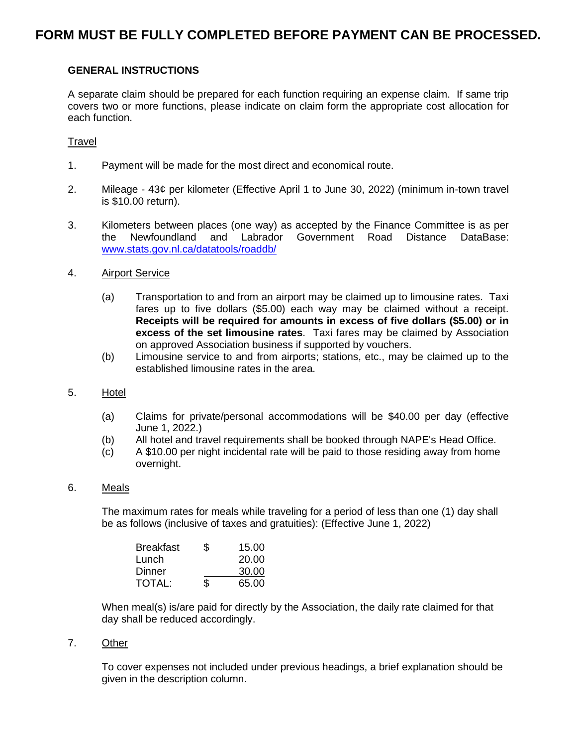# FORM MUST BE FULLY COMPLETED BEFORE PAYMENT CAN BE PROCESSED.

**GENERAL INSTRUCTIONS**

A separate claim should be prepared for each function requiring an expense claim. If same trip covers two or more functions, please indicate on claim form the appropriate cost allocation for each function.

Travel

1. Payment will be made for the most direct and economical route.

2. Mileage - 43¢ per kilometer (Effective April 1 to June 30, 2022) (minimum in-town travel is $10.00 return).

3. Kilometers between places (one way) as accepted by the Finance Committee is as per the Newfoundland and Labrador Government Road Distance DataBase: www.stats.gov.nl.ca/datatools/roaddb/

4. Airport Service

   (a) Transportation to and from an airport may be claimed up to limousine rates. Taxi fares up to five dollars ($5.00) each way may be claimed without a receipt. **Receipts will be required for amounts in excess of five dollars ($5.00) or in excess of the set limousine rates**. Taxi fares may be claimed by Association on approved Association business if supported by vouchers.

   (b) Limousine service to and from airports; stations, etc., may be claimed up to the established limousine rates in the area.

5. Hotel

   (a) Claims for private/personal accommodations will be $40.00 per day (effective June 1, 2022.)

   (b) All hotel and travel requirements shall be booked through NAPE's Head Office.

   (c) A $10.00 per night incidental rate will be paid to those residing away from home overnight.

6. Meals

   The maximum rates for meals while traveling for a period of less than one (1) day shall be as follows (inclusive of taxes and gratuities): (Effective June 1, 2022)

   | | | |
   |---|---|---|
   | Breakfast | $ | 15.00 |
   | Lunch | | 20.00 |
   | Dinner | | 30.00 |
   | TOTAL: | $ | 65.00 |

   When meal(s) is/are paid for directly by the Association, the daily rate claimed for that day shall be reduced accordingly.

7. Other

   To cover expenses not included under previous headings, a brief explanation should be given in the description column.